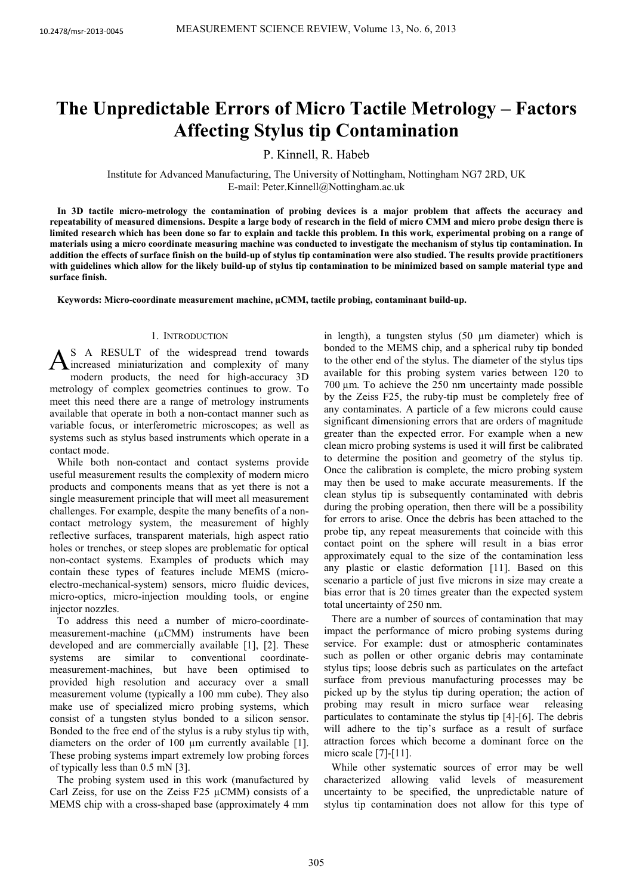# The Unpredictable Errors of Micro Tactile Metrology – Factors Affecting Stylus tip Contamination

P. Kinnell, R. Habeb

Institute for Advanced Manufacturing, The University of Nottingham, Nottingham NG7 2RD, UK
E-mail: Peter.Kinnell@Nottingham.ac.uk

**In 3D tactile micro-metrology the contamination of probing devices is a major problem that affects the accuracy and repeatability of measured dimensions. Despite a large body of research in the field of micro CMM and micro probe design there is limited research which has been done so far to explain and tackle this problem. In this work, experimental probing on a range of materials using a micro coordinate measuring machine was conducted to investigate the mechanism of stylus tip contamination. In addition the effects of surface finish on the build-up of stylus tip contamination were also studied. The results provide practitioners with guidelines which allow for the likely build-up of stylus tip contamination to be minimized based on sample material type and surface finish.**

**Keywords: Micro-coordinate measurement machine, μCMM, tactile probing, contaminant build-up.**

## 1. Introduction

As a result of the widespread trend towards increased miniaturization and complexity of many modern products, the need for high-accuracy 3D metrology of complex geometries continues to grow. To meet this need there are a range of metrology instruments available that operate in both a non-contact manner such as variable focus, or interferometric microscopes; as well as systems such as stylus based instruments which operate in a contact mode.

While both non-contact and contact systems provide useful measurement results the complexity of modern micro products and components means that as yet there is not a single measurement principle that will meet all measurement challenges. For example, despite the many benefits of a non-contact metrology system, the measurement of highly reflective surfaces, transparent materials, high aspect ratio holes or trenches, or steep slopes are problematic for optical non-contact systems. Examples of products which may contain these types of features include MEMS (micro-electro-mechanical-system) sensors, micro fluidic devices, micro-optics, micro-injection moulding tools, or engine injector nozzles.

To address this need a number of micro-coordinate-measurement-machine (μCMM) instruments have been developed and are commercially available [1], [2]. These systems are similar to conventional coordinate-measurement-machines, but have been optimised to provided high resolution and accuracy over a small measurement volume (typically a 100 mm cube). They also make use of specialized micro probing systems, which consist of a tungsten stylus bonded to a silicon sensor. Bonded to the free end of the stylus is a ruby stylus tip with, diameters on the order of 100 μm currently available [1]. These probing systems impart extremely low probing forces of typically less than 0.5 mN [3].

The probing system used in this work (manufactured by Carl Zeiss, for use on the Zeiss F25 μCMM) consists of a MEMS chip with a cross-shaped base (approximately 4 mm in length), a tungsten stylus (50 μm diameter) which is bonded to the MEMS chip, and a spherical ruby tip bonded to the other end of the stylus. The diameter of the stylus tips available for this probing system varies between 120 to 700 μm. To achieve the 250 nm uncertainty made possible by the Zeiss F25, the ruby-tip must be completely free of any contaminates. A particle of a few microns could cause significant dimensioning errors that are orders of magnitude greater than the expected error. For example when a new clean micro probing systems is used it will first be calibrated to determine the position and geometry of the stylus tip. Once the calibration is complete, the micro probing system may then be used to make accurate measurements. If the clean stylus tip is subsequently contaminated with debris during the probing operation, then there will be a possibility for errors to arise. Once the debris has been attached to the probe tip, any repeat measurements that coincide with this contact point on the sphere will result in a bias error approximately equal to the size of the contamination less any plastic or elastic deformation [11]. Based on this scenario a particle of just five microns in size may create a bias error that is 20 times greater than the expected system total uncertainty of 250 nm.

There are a number of sources of contamination that may impact the performance of micro probing systems during service. For example: dust or atmospheric contaminates such as pollen or other organic debris may contaminate stylus tips; loose debris such as particulates on the artefact surface from previous manufacturing processes may be picked up by the stylus tip during operation; the action of probing may result in micro surface wear releasing particulates to contaminate the stylus tip [4]-[6]. The debris will adhere to the tip's surface as a result of surface attraction forces which become a dominant force on the micro scale [7]-[11].

While other systematic sources of error may be well characterized allowing valid levels of measurement uncertainty to be specified, the unpredictable nature of stylus tip contamination does not allow for this type of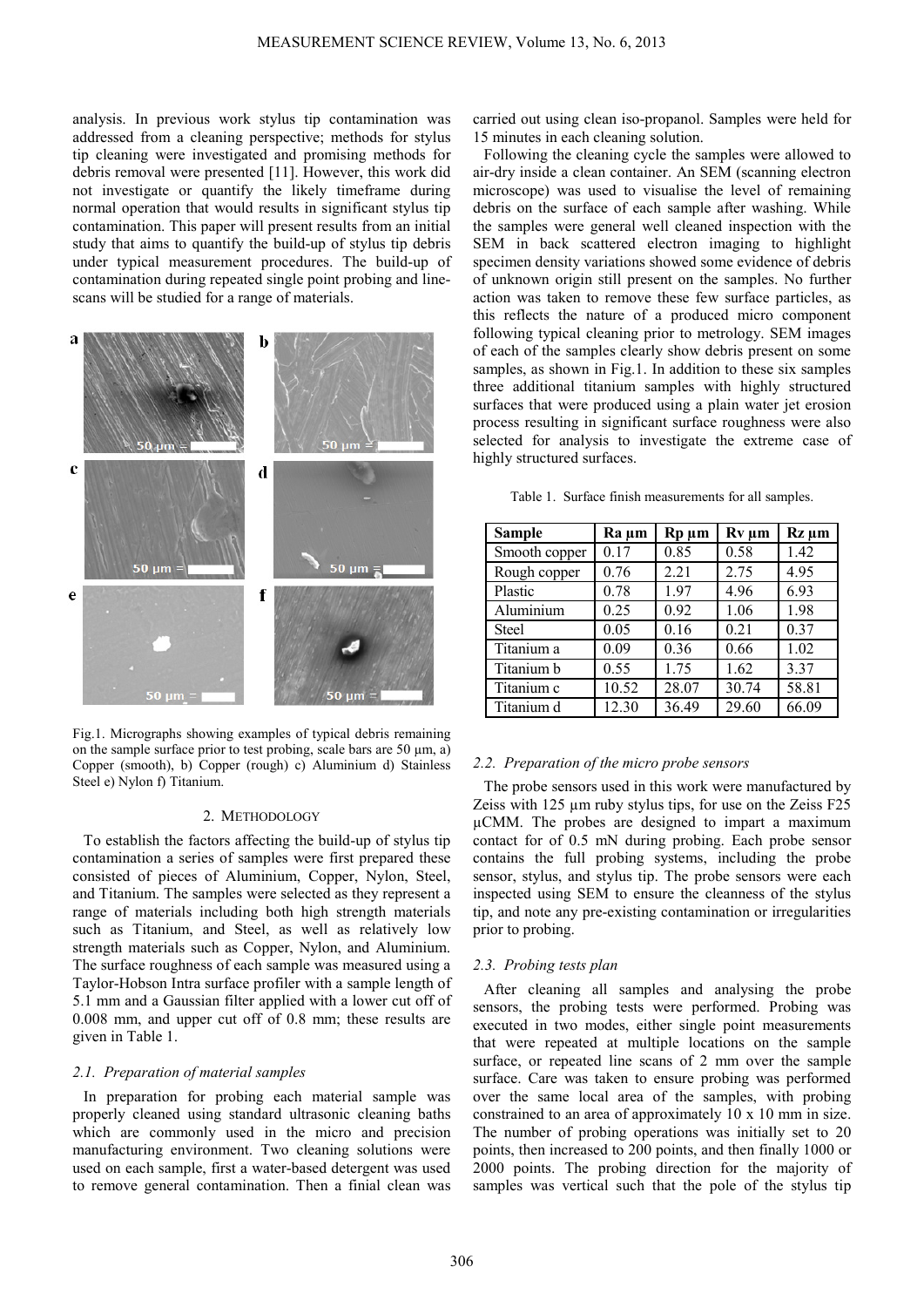analysis. In previous work stylus tip contamination was addressed from a cleaning perspective; methods for stylus tip cleaning were investigated and promising methods for debris removal were presented [11]. However, this work did not investigate or quantify the likely timeframe during normal operation that would results in significant stylus tip contamination. This paper will present results from an initial study that aims to quantify the build-up of stylus tip debris under typical measurement procedures. The build-up of contamination during repeated single point probing and line-scans will be studied for a range of materials.

Fig.1. Micrographs showing examples of typical debris remaining on the sample surface prior to test probing, scale bars are 50 µm, a) Copper (smooth), b) Copper (rough) c) Aluminium d) Stainless Steel e) Nylon f) Titanium.

## 2. METHODOLOGY

To establish the factors affecting the build-up of stylus tip contamination a series of samples were first prepared these consisted of pieces of Aluminium, Copper, Nylon, Steel, and Titanium. The samples were selected as they represent a range of materials including both high strength materials such as Titanium, and Steel, as well as relatively low strength materials such as Copper, Nylon, and Aluminium. The surface roughness of each sample was measured using a Taylor-Hobson Intra surface profiler with a sample length of 5.1 mm and a Gaussian filter applied with a lower cut off of 0.008 mm, and upper cut off of 0.8 mm; these results are given in Table 1.

### *2.1. Preparation of material samples*

In preparation for probing each material sample was properly cleaned using standard ultrasonic cleaning baths which are commonly used in the micro and precision manufacturing environment. Two cleaning solutions were used on each sample, first a water-based detergent was used to remove general contamination. Then a finial clean was carried out using clean iso-propanol. Samples were held for 15 minutes in each cleaning solution.

Following the cleaning cycle the samples were allowed to air-dry inside a clean container. An SEM (scanning electron microscope) was used to visualise the level of remaining debris on the surface of each sample after washing. While the samples were general well cleaned inspection with the SEM in back scattered electron imaging to highlight specimen density variations showed some evidence of debris of unknown origin still present on the samples. No further action was taken to remove these few surface particles, as this reflects the nature of a produced micro component following typical cleaning prior to metrology. SEM images of each of the samples clearly show debris present on some samples, as shown in Fig.1. In addition to these six samples three additional titanium samples with highly structured surfaces that were produced using a plain water jet erosion process resulting in significant surface roughness were also selected for analysis to investigate the extreme case of highly structured surfaces.

Table 1. Surface finish measurements for all samples.

| Sample | Ra µm | Rp µm | Rv µm | Rz µm |
|---|---|---|---|---|
| Smooth copper | 0.17 | 0.85 | 0.58 | 1.42 |
| Rough copper | 0.76 | 2.21 | 2.75 | 4.95 |
| Plastic | 0.78 | 1.97 | 4.96 | 6.93 |
| Aluminium | 0.25 | 0.92 | 1.06 | 1.98 |
| Steel | 0.05 | 0.16 | 0.21 | 0.37 |
| Titanium a | 0.09 | 0.36 | 0.66 | 1.02 |
| Titanium b | 0.55 | 1.75 | 1.62 | 3.37 |
| Titanium c | 10.52 | 28.07 | 30.74 | 58.81 |
| Titanium d | 12.30 | 36.49 | 29.60 | 66.09 |

### *2.2. Preparation of the micro probe sensors*

The probe sensors used in this work were manufactured by Zeiss with 125 µm ruby stylus tips, for use on the Zeiss F25 µCMM. The probes are designed to impart a maximum contact for of 0.5 mN during probing. Each probe sensor contains the full probing systems, including the probe sensor, stylus, and stylus tip. The probe sensors were each inspected using SEM to ensure the cleanness of the stylus tip, and note any pre-existing contamination or irregularities prior to probing.

### *2.3. Probing tests plan*

After cleaning all samples and analysing the probe sensors, the probing tests were performed. Probing was executed in two modes, either single point measurements that were repeated at multiple locations on the sample surface, or repeated line scans of 2 mm over the sample surface. Care was taken to ensure probing was performed over the same local area of the samples, with probing constrained to an area of approximately 10 x 10 mm in size. The number of probing operations was initially set to 20 points, then increased to 200 points, and then finally 1000 or 2000 points. The probing direction for the majority of samples was vertical such that the pole of the stylus tip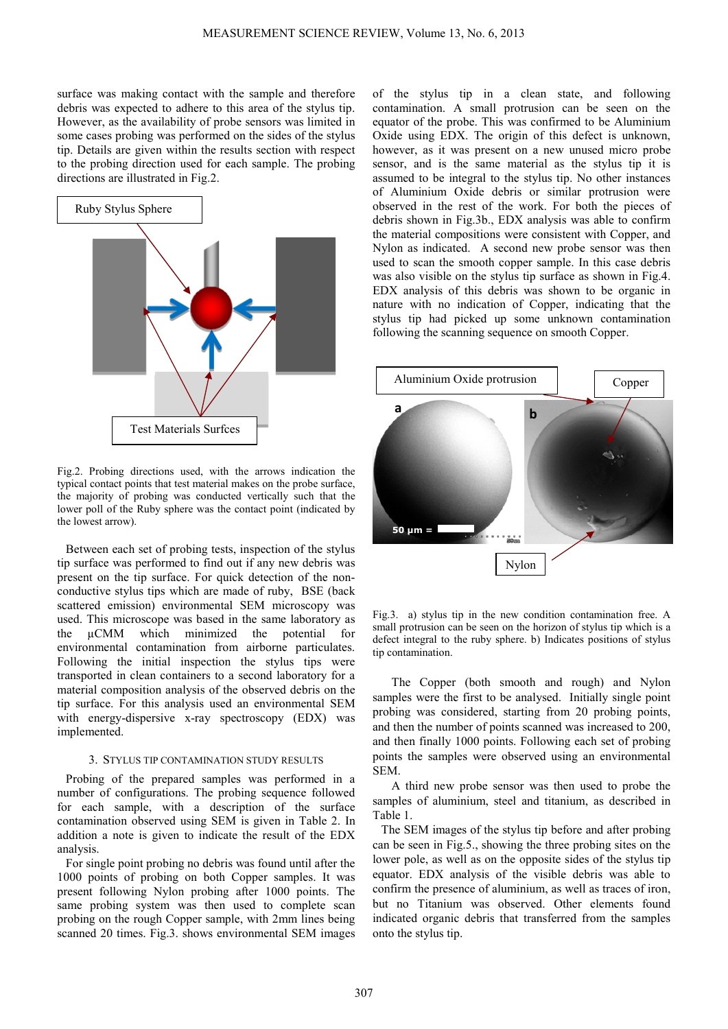surface was making contact with the sample and therefore debris was expected to adhere to this area of the stylus tip. However, as the availability of probe sensors was limited in some cases probing was performed on the sides of the stylus tip. Details are given within the results section with respect to the probing direction used for each sample. The probing directions are illustrated in Fig.2.

Fig.2. Probing directions used, with the arrows indication the typical contact points that test material makes on the probe surface, the majority of probing was conducted vertically such that the lower poll of the Ruby sphere was the contact point (indicated by the lowest arrow).

Between each set of probing tests, inspection of the stylus tip surface was performed to find out if any new debris was present on the tip surface. For quick detection of the non-conductive stylus tips which are made of ruby, BSE (back scattered emission) environmental SEM microscopy was used. This microscope was based in the same laboratory as the μCMM which minimized the potential for environmental contamination from airborne particulates. Following the initial inspection the stylus tips were transported in clean containers to a second laboratory for a material composition analysis of the observed debris on the tip surface. For this analysis used an environmental SEM with energy-dispersive x-ray spectroscopy (EDX) was implemented.

## 3. Stylus tip contamination study results

Probing of the prepared samples was performed in a number of configurations. The probing sequence followed for each sample, with a description of the surface contamination observed using SEM is given in Table 2. In addition a note is given to indicate the result of the EDX analysis.

For single point probing no debris was found until after the 1000 points of probing on both Copper samples. It was present following Nylon probing after 1000 points. The same probing system was then used to complete scan probing on the rough Copper sample, with 2mm lines being scanned 20 times. Fig.3. shows environmental SEM images of the stylus tip in a clean state, and following contamination. A small protrusion can be seen on the equator of the probe. This was confirmed to be Aluminium Oxide using EDX. The origin of this defect is unknown, however, as it was present on a new unused micro probe sensor, and is the same material as the stylus tip it is assumed to be integral to the stylus tip. No other instances of Aluminium Oxide debris or similar protrusion were observed in the rest of the work. For both the pieces of debris shown in Fig.3b., EDX analysis was able to confirm the material compositions were consistent with Copper, and Nylon as indicated. A second new probe sensor was then used to scan the smooth copper sample. In this case debris was also visible on the stylus tip surface as shown in Fig.4. EDX analysis of this debris was shown to be organic in nature with no indication of Copper, indicating that the stylus tip had picked up some unknown contamination following the scanning sequence on smooth Copper.

Fig.3. a) stylus tip in the new condition contamination free. A small protrusion can be seen on the horizon of stylus tip which is a defect integral to the ruby sphere. b) Indicates positions of stylus tip contamination.

The Copper (both smooth and rough) and Nylon samples were the first to be analysed. Initially single point probing was considered, starting from 20 probing points, and then the number of points scanned was increased to 200, and then finally 1000 points. Following each set of probing points the samples were observed using an environmental SEM.

A third new probe sensor was then used to probe the samples of aluminium, steel and titanium, as described in Table 1.

The SEM images of the stylus tip before and after probing can be seen in Fig.5., showing the three probing sites on the lower pole, as well as on the opposite sides of the stylus tip equator. EDX analysis of the visible debris was able to confirm the presence of aluminium, as well as traces of iron, but no Titanium was observed. Other elements found indicated organic debris that transferred from the samples onto the stylus tip.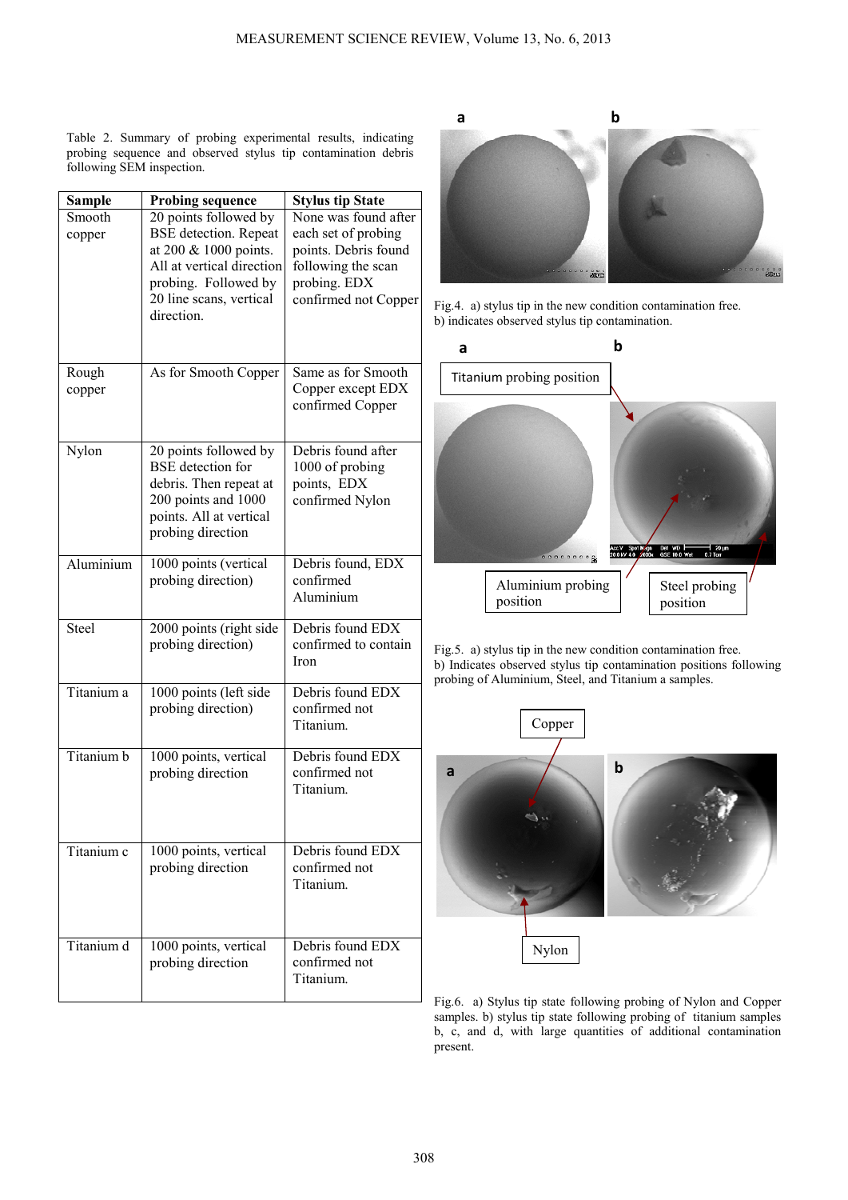Table 2. Summary of probing experimental results, indicating probing sequence and observed stylus tip contamination debris following SEM inspection.

| Sample | Probing sequence | Stylus tip State |
|---|---|---|
| Smooth copper | 20 points followed by BSE detection. Repeat at 200 & 1000 points. All at vertical direction probing. Followed by 20 line scans, vertical direction. | None was found after each set of probing points. Debris found following the scan probing. EDX confirmed not Copper |
| Rough copper | As for Smooth Copper | Same as for Smooth Copper except EDX confirmed Copper |
| Nylon | 20 points followed by BSE detection for debris. Then repeat at 200 points and 1000 points. All at vertical probing direction | Debris found after 1000 of probing points, EDX confirmed Nylon |
| Aluminium | 1000 points (vertical probing direction) | Debris found, EDX confirmed Aluminium |
| Steel | 2000 points (right side probing direction) | Debris found EDX confirmed to contain Iron |
| Titanium a | 1000 points (left side probing direction) | Debris found EDX confirmed not Titanium. |
| Titanium b | 1000 points, vertical probing direction | Debris found EDX confirmed not Titanium. |
| Titanium c | 1000 points, vertical probing direction | Debris found EDX confirmed not Titanium. |
| Titanium d | 1000 points, vertical probing direction | Debris found EDX confirmed not Titanium. |

Fig.4. a) stylus tip in the new condition contamination free. b) indicates observed stylus tip contamination.

Fig.5. a) stylus tip in the new condition contamination free. b) Indicates observed stylus tip contamination positions following probing of Aluminium, Steel, and Titanium a samples.

Fig.6. a) Stylus tip state following probing of Nylon and Copper samples. b) stylus tip state following probing of titanium samples b, c, and d, with large quantities of additional contamination present.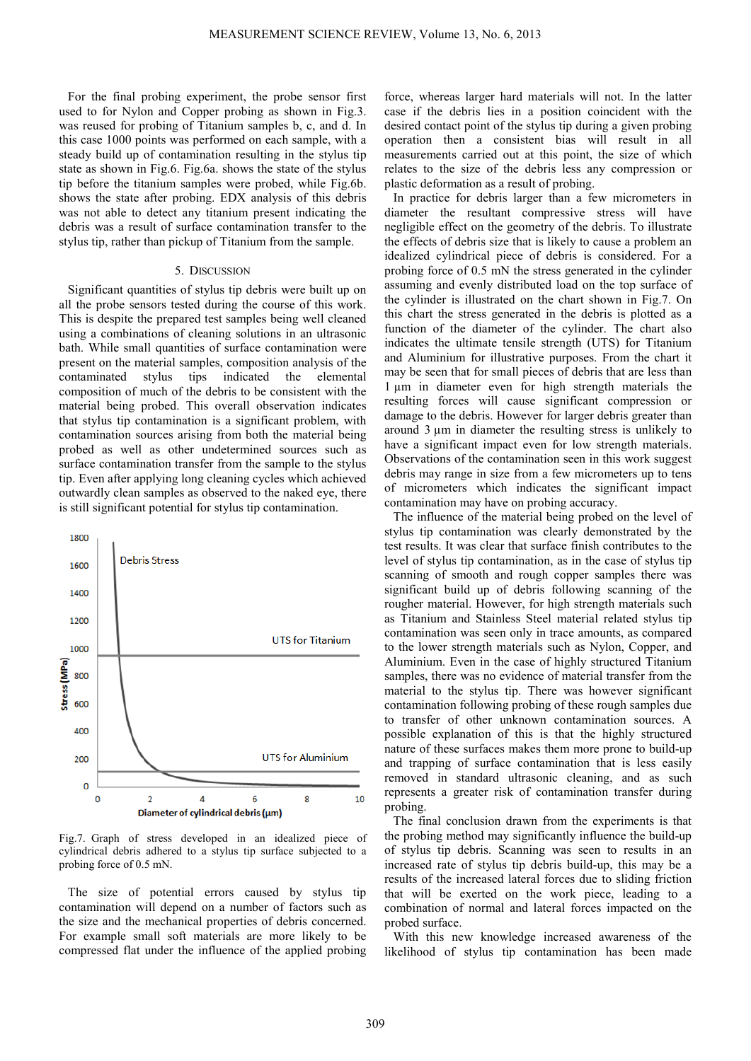For the final probing experiment, the probe sensor first used to for Nylon and Copper probing as shown in Fig.3. was reused for probing of Titanium samples b, c, and d. In this case 1000 points was performed on each sample, with a steady build up of contamination resulting in the stylus tip state as shown in Fig.6. Fig.6a. shows the state of the stylus tip before the titanium samples were probed, while Fig.6b. shows the state after probing. EDX analysis of this debris was not able to detect any titanium present indicating the debris was a result of surface contamination transfer to the stylus tip, rather than pickup of Titanium from the sample.

## 5. Discussion

Significant quantities of stylus tip debris were built up on all the probe sensors tested during the course of this work. This is despite the prepared test samples being well cleaned using a combinations of cleaning solutions in an ultrasonic bath. While small quantities of surface contamination were present on the material samples, composition analysis of the contaminated stylus tips indicated the elemental composition of much of the debris to be consistent with the material being probed. This overall observation indicates that stylus tip contamination is a significant problem, with contamination sources arising from both the material being probed as well as other undetermined sources such as surface contamination transfer from the sample to the stylus tip. Even after applying long cleaning cycles which achieved outwardly clean samples as observed to the naked eye, there is still significant potential for stylus tip contamination.

Debris Stress
UTS for Titanium
UTS for Aluminium
Stress (MPa)
1800
1600
1400
1200
1000
800
600
400
200
0
0
2
4
6
8
10
Diameter of cylindrical debris (µm)

Fig.7. Graph of stress developed in an idealized piece of cylindrical debris adhered to a stylus tip surface subjected to a probing force of 0.5 mN.

The size of potential errors caused by stylus tip contamination will depend on a number of factors such as the size and the mechanical properties of debris concerned. For example small soft materials are more likely to be compressed flat under the influence of the applied probing force, whereas larger hard materials will not. In the latter case if the debris lies in a position coincident with the desired contact point of the stylus tip during a given probing operation then a consistent bias will result in all measurements carried out at this point, the size of which relates to the size of the debris less any compression or plastic deformation as a result of probing.

In practice for debris larger than a few micrometers in diameter the resultant compressive stress will have negligible effect on the geometry of the debris. To illustrate the effects of debris size that is likely to cause a problem an idealized cylindrical piece of debris is considered. For a probing force of 0.5 mN the stress generated in the cylinder assuming and evenly distributed load on the top surface of the cylinder is illustrated on the chart shown in Fig.7. On this chart the stress generated in the debris is plotted as a function of the diameter of the cylinder. The chart also indicates the ultimate tensile strength (UTS) for Titanium and Aluminium for illustrative purposes. From the chart it may be seen that for small pieces of debris that are less than 1 µm in diameter even for high strength materials the resulting forces will cause significant compression or damage to the debris. However for larger debris greater than around 3 µm in diameter the resulting stress is unlikely to have a significant impact even for low strength materials. Observations of the contamination seen in this work suggest debris may range in size from a few micrometers up to tens of micrometers which indicates the significant impact contamination may have on probing accuracy.

The influence of the material being probed on the level of stylus tip contamination was clearly demonstrated by the test results. It was clear that surface finish contributes to the level of stylus tip contamination, as in the case of stylus tip scanning of smooth and rough copper samples there was significant build up of debris following scanning of the rougher material. However, for high strength materials such as Titanium and Stainless Steel material related stylus tip contamination was seen only in trace amounts, as compared to the lower strength materials such as Nylon, Copper, and Aluminium. Even in the case of highly structured Titanium samples, there was no evidence of material transfer from the material to the stylus tip. There was however significant contamination following probing of these rough samples due to transfer of other unknown contamination sources. A possible explanation of this is that the highly structured nature of these surfaces makes them more prone to build-up and trapping of surface contamination that is less easily removed in standard ultrasonic cleaning, and as such represents a greater risk of contamination transfer during probing.

The final conclusion drawn from the experiments is that the probing method may significantly influence the build-up of stylus tip debris. Scanning was seen to results in an increased rate of stylus tip debris build-up, this may be a results of the increased lateral forces due to sliding friction that will be exerted on the work piece, leading to a combination of normal and lateral forces impacted on the probed surface.

With this new knowledge increased awareness of the likelihood of stylus tip contamination has been made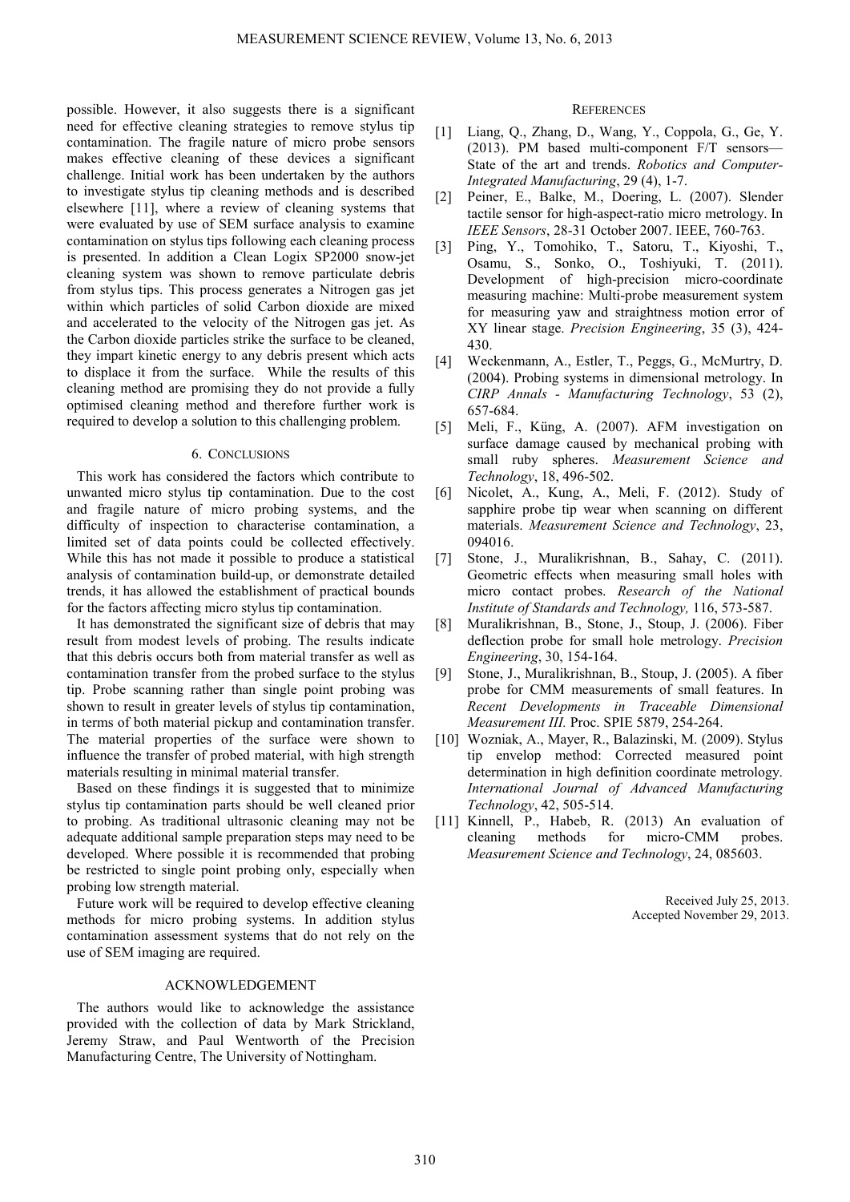possible. However, it also suggests there is a significant need for effective cleaning strategies to remove stylus tip contamination. The fragile nature of micro probe sensors makes effective cleaning of these devices a significant challenge. Initial work has been undertaken by the authors to investigate stylus tip cleaning methods and is described elsewhere [11], where a review of cleaning systems that were evaluated by use of SEM surface analysis to examine contamination on stylus tips following each cleaning process is presented. In addition a Clean Logix SP2000 snow-jet cleaning system was shown to remove particulate debris from stylus tips. This process generates a Nitrogen gas jet within which particles of solid Carbon dioxide are mixed and accelerated to the velocity of the Nitrogen gas jet. As the Carbon dioxide particles strike the surface to be cleaned, they impart kinetic energy to any debris present which acts to displace it from the surface. While the results of this cleaning method are promising they do not provide a fully optimised cleaning method and therefore further work is required to develop a solution to this challenging problem.

## 6. Conclusions

This work has considered the factors which contribute to unwanted micro stylus tip contamination. Due to the cost and fragile nature of micro probing systems, and the difficulty of inspection to characterise contamination, a limited set of data points could be collected effectively. While this has not made it possible to produce a statistical analysis of contamination build-up, or demonstrate detailed trends, it has allowed the establishment of practical bounds for the factors affecting micro stylus tip contamination.

It has demonstrated the significant size of debris that may result from modest levels of probing. The results indicate that this debris occurs both from material transfer as well as contamination transfer from the probed surface to the stylus tip. Probe scanning rather than single point probing was shown to result in greater levels of stylus tip contamination, in terms of both material pickup and contamination transfer. The material properties of the surface were shown to influence the transfer of probed material, with high strength materials resulting in minimal material transfer.

Based on these findings it is suggested that to minimize stylus tip contamination parts should be well cleaned prior to probing. As traditional ultrasonic cleaning may not be adequate additional sample preparation steps may need to be developed. Where possible it is recommended that probing be restricted to single point probing only, especially when probing low strength material.

Future work will be required to develop effective cleaning methods for micro probing systems. In addition stylus contamination assessment systems that do not rely on the use of SEM imaging are required.

## Acknowledgement

The authors would like to acknowledge the assistance provided with the collection of data by Mark Strickland, Jeremy Straw, and Paul Wentworth of the Precision Manufacturing Centre, The University of Nottingham.

## References

[1] Liang, Q., Zhang, D., Wang, Y., Coppola, G., Ge, Y. (2013). PM based multi-component F/T sensors— State of the art and trends. *Robotics and Computer-Integrated Manufacturing*, 29 (4), 1-7.

[2] Peiner, E., Balke, M., Doering, L. (2007). Slender tactile sensor for high-aspect-ratio micro metrology. In *IEEE Sensors*, 28-31 October 2007. IEEE, 760-763.

[3] Ping, Y., Tomohiko, T., Satoru, T., Kiyoshi, T., Osamu, S., Sonko, O., Toshiyuki, T. (2011). Development of high-precision micro-coordinate measuring machine: Multi-probe measurement system for measuring yaw and straightness motion error of XY linear stage. *Precision Engineering*, 35 (3), 424-430.

[4] Weckenmann, A., Estler, T., Peggs, G., McMurtry, D. (2004). Probing systems in dimensional metrology. In *CIRP Annals - Manufacturing Technology*, 53 (2), 657-684.

[5] Meli, F., Küng, A. (2007). AFM investigation on surface damage caused by mechanical probing with small ruby spheres. *Measurement Science and Technology*, 18, 496-502.

[6] Nicolet, A., Kung, A., Meli, F. (2012). Study of sapphire probe tip wear when scanning on different materials. *Measurement Science and Technology*, 23, 094016.

[7] Stone, J., Muralikrishnan, B., Sahay, C. (2011). Geometric effects when measuring small holes with micro contact probes. *Research of the National Institute of Standards and Technology,* 116, 573-587.

[8] Muralikrishnan, B., Stone, J., Stoup, J. (2006). Fiber deflection probe for small hole metrology. *Precision Engineering*, 30, 154-164.

[9] Stone, J., Muralikrishnan, B., Stoup, J. (2005). A fiber probe for CMM measurements of small features. In *Recent Developments in Traceable Dimensional Measurement III.* Proc. SPIE 5879, 254-264.

[10] Wozniak, A., Mayer, R., Balazinski, M. (2009). Stylus tip envelop method: Corrected measured point determination in high definition coordinate metrology. *International Journal of Advanced Manufacturing Technology*, 42, 505-514.

[11] Kinnell, P., Habeb, R. (2013) An evaluation of cleaning methods for micro-CMM probes. *Measurement Science and Technology*, 24, 085603.

Received July 25, 2013.
Accepted November 29, 2013.